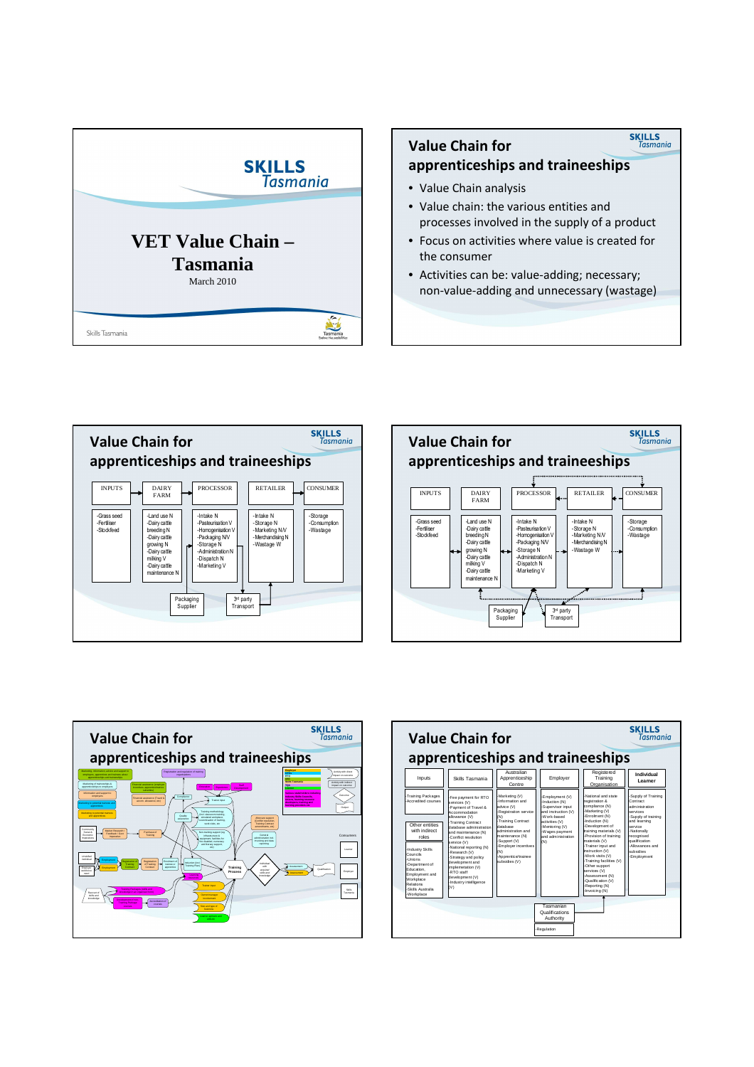## Slide 1

SKILLS Tasmania

# VET Value Chain – Tasmania

March 2010

Skills Tasmania

## Slide 2

### Value Chain for apprenticeships and traineeships

- Value Chain analysis
- Value chain: the various entities and processes involved in the supply of a product
- Focus on activities where value is created for the consumer
- Activities can be: value-adding; necessary; non-value-adding and unnecessary (wastage)

## Slide 3

### Value Chain for apprenticeships and traineeships

| INPUTS | DAIRY FARM | PROCESSOR | RETAILER | CONSUMER |
|---|---|---|---|---|
| -Grass seed<br>-Fertiliser<br>-Stockfeed | -Land use N<br>-Dairy cattle breeding N<br>-Dairy cattle growing N<br>-Dairy cattle milking V<br>-Dairy cattle maintenance N | -Intake N<br>-Pasteurisation V<br>-Homogenisation V<br>-Packaging N/V<br>-Storage N<br>-Administration N<br>-Dispatch N<br>-Marketing V | -Intake N<br>-Storage N<br>-Marketing N/V<br>-Merchandising N<br>-Wastage W | -Storage<br>-Consumption<br>-Wastage |

Packaging Supplier

3rd party Transport

## Slide 4

### Value Chain for apprenticeships and traineeships

| INPUTS | DAIRY FARM | PROCESSOR | RETAILER | CONSUMER |
|---|---|---|---|---|
| -Grass seed<br>-Fertiliser<br>-Stockfeed | -Land use N<br>-Dairy cattle breeding N<br>-Dairy cattle growing N<br>-Dairy cattle milking V<br>-Dairy cattle maintenance N | -Intake N<br>-Pasteurisation V<br>-Homogenisation V<br>-Packaging N/V<br>-Storage N<br>-Administration N<br>-Dispatch N<br>-Marketing V | -Intake N<br>-Storage N<br>-Marketing N/V<br>-Merchandising N<br>-Wastage W | -Storage<br>-Consumption<br>-Wastage |

Packaging Supplier

3rd party Transport

## Slide 5

### Value Chain for apprenticeships and traineeships

Training Process

Consumers: Learner, Employer, Skills Tasmania

## Slide 6

### Value Chain for apprenticeships and traineeships

| Inputs | Skills Tasmania | Australian Apprenticeship Centre | Employer | Registered Training Organisation | Individual Learner |
|---|---|---|---|---|---|
| -Training Packages<br>-Accredited courses<br><br>Other entities with indirect roles<br><br>-Industry Skills Councils<br>-Unions<br>-Department of Education, Employment and Workplace Relations<br>-Skills Australia<br>-Workplace | -Fee payment for RTO services (V)<br>-Payment of Travel & Accommodation allowance (V)<br>-Training Contract database administration and maintenance (N)<br>-Conflict resolution service (V)<br>-National reporting (N)<br>-Research (V)<br>-Strategy and policy development and implementation (V)<br>-RTO staff development (V)<br>-Industry intelligence (V) | -Marketing (V)<br>-Information and advice (V)<br>-Registration service (N)<br>-Training Contract database administration and maintenance (N)<br>-Support (V)<br>-Employer incentives (N)<br>-Apprentice/trainee subsidies (V) | -Employment (V)<br>-Induction (N)<br>-Supervisor input and instruction (V)<br>-Work-based activities (V)<br>-Mentoring (V)<br>-Wages payment and administration (N) | -National and state registration & compliance (N)<br>-Marketing (V)<br>-Enrolment (N)<br>-Induction (N)<br>-Development of training materials (V)<br>-Provision of training materials (V)<br>-Trainer input and instruction (V)<br>-Work visits (V)<br>-Training facilities (V)<br>-Other support services (V)<br>-Assessment (N)<br>-Qualification (V)<br>-Reporting (N)<br>-Invoicing (N) | -Supply of Training Contract administration services<br>-Supply of training and learning service<br>-Nationally recognised qualification<br>-Allowances and subsidies<br>-Employment |

Tasmanian Qualifications Authority

-Regulation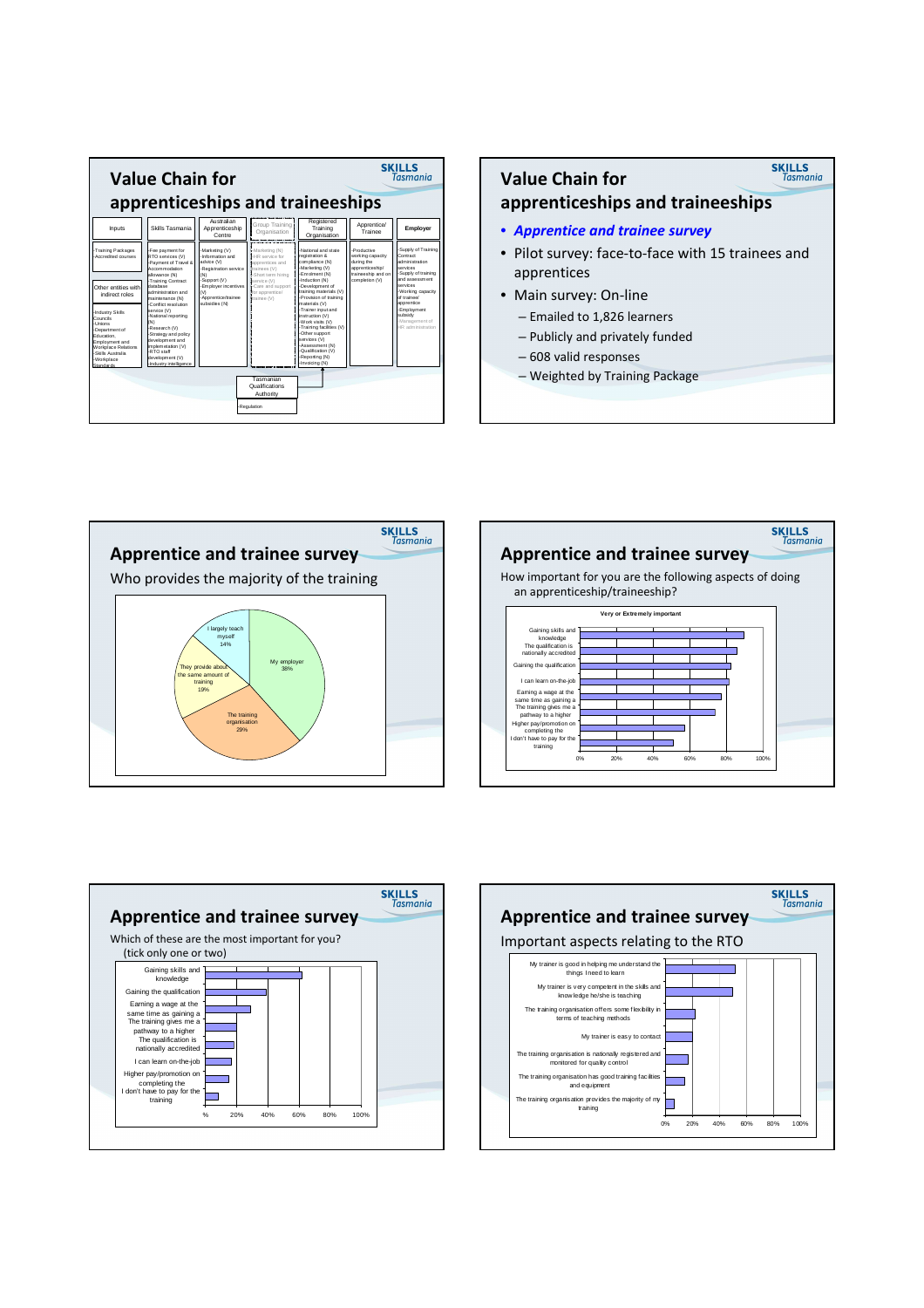## Value Chain for apprenticeships and traineeships

| Inputs | Skills Tasmania | Australian Apprenticeship Centre | Group Training Organisation | Registered Training Organisation | Apprentice/ Trainee | Employer |
|---|---|---|---|---|---|---|
| -Training Packages -Accredited courses | -Fee payment for RTO services (V) -Payment of Travel & Accommodation allowance (N) -Training Contract database administration and maintenance (N) -Conflict resolution service (V) -National reporting (N) -Research (V) -Strategy and policy development and implementation (V) -RTO staff development (V) -Industry intelligence | -Marketing (V) -Information and advice (V) -Registration service (N) -Support (V) -Employer incentives (V) -Apprentice/trainee subsidies (N) | -Marketing (N) -HR service for apprentices and trainees (V) -Short term hiring service (V) -Care and support for apprentice/ trainee (V) | -National and state registration & compliance (N) -Marketing (V) -Enrolment (N) -Induction (N) -Development of training materials (V) -Provision of training materials (V) -Trainer input and instruction (V) -Work visits (V) -Training facilities (V) -Other support services (V) -Assessment (N) -Qualification (V) -Reporting (N) -Invoicing (N) | -Productive working capacity during the apprenticeship/ traineeship and on completion (V) | -Supply of Training Contract administration services -Supply of training and assessment services -Working capacity of trainee/ apprentice -Employment subsidy -Management of HR administration |
| Other entities with indirect roles | | | | | | |
| -Industry Skills Councils -Unions -Department of Education, Employment and Workplace Relations -Skills Australia -Workplace Standards | | | | | | |

Tasmanian Qualifications Authority
- Regulation

## Value Chain for apprenticeships and traineeships

- ***Apprentice and trainee survey***
- Pilot survey: face-to-face with 15 trainees and apprentices
- Main survey: On-line
  - Emailed to 1,826 learners
  - Publicly and privately funded
  - 608 valid responses
  - Weighted by Training Package

## Apprentice and trainee survey

Who provides the majority of the training

| Response | Share |
|---|---|
| My employer | 38% |
| The training organisation | 29% |
| They provide about the same amount of training | 19% |
| I largely teach myself | 14% |

## Apprentice and trainee survey

How important for you are the following aspects of doing an apprenticeship/traineeship?

Very or Extremely important

- Gaining skills and knowledge
- The qualification is nationally accredited
- Gaining the qualification
- I can learn on-the-job
- Earning a wage at the same time as gaining a
- The training gives me a pathway to a higher
- Higher pay/promotion on completing the
- I don't have to pay for the training

## Apprentice and trainee survey

Which of these are the most important for you? (tick only one or two)

- Gaining skills and knowledge
- Gaining the qualification
- Earning a wage at the same time as gaining a
- The training gives me a pathway to a higher
- The qualification is nationally accredited
- I can learn on-the-job
- Higher pay/promotion on completing the
- I don't have to pay for the training

## Apprentice and trainee survey

Important aspects relating to the RTO

- My trainer is good in helping me understand the things I need to learn
- My trainer is very competent in the skills and knowledge he/she is teaching
- The training organisation offers some flexibility in terms of teaching methods
- My trainer is easy to contact
- The training organisation is nationally registered and monitored for quality control
- The training organisation has good training facilities and equipment
- The training organisation provides the majority of my training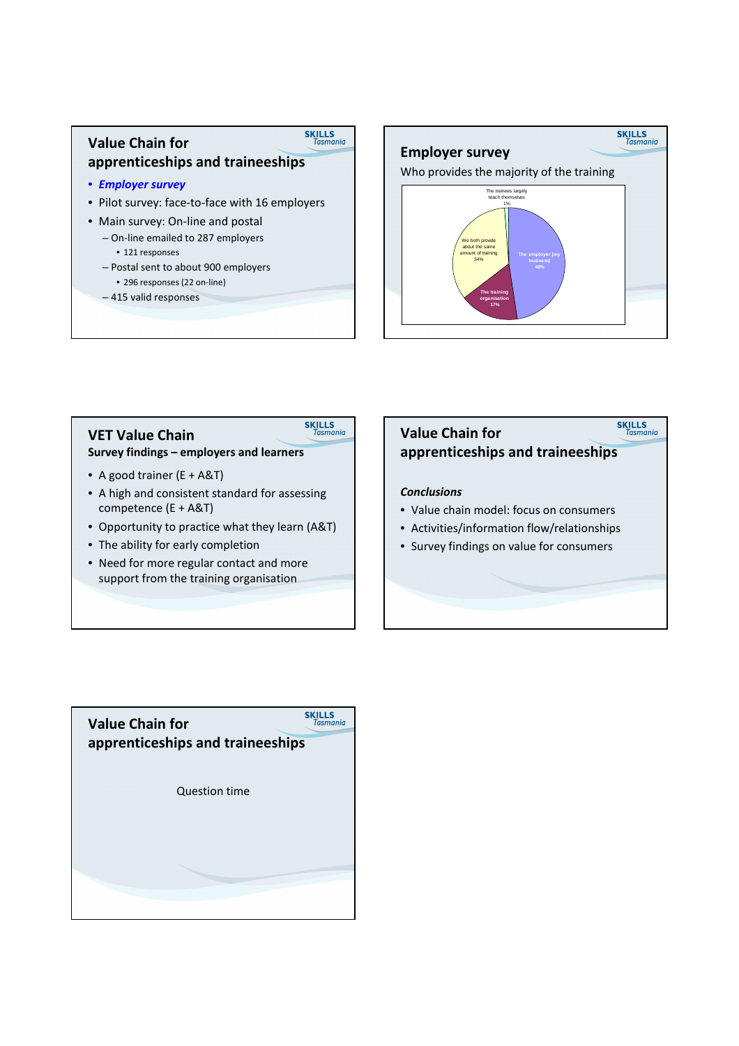## Value Chain for apprenticeships and traineeships

- ***Employer survey***
- Pilot survey: face-to-face with 16 employers
- Main survey: On-line and postal
  - On-line emailed to 287 employers
    - 121 responses
  - Postal sent to about 900 employers
    - 296 responses (22 on-line)
  - 415 valid responses

## Employer survey

Who provides the majority of the training

The trainees largely teach themselves 1%

We both provide about the same amount of training 34%

The employer (my business) 48%

The training organisation 17%

## VET Value Chain

**Survey findings – employers and learners**

- A good trainer (E + A&T)
- A high and consistent standard for assessing competence (E + A&T)
- Opportunity to practice what they learn (A&T)
- The ability for early completion
- Need for more regular contact and more support from the training organisation

## Value Chain for apprenticeships and traineeships

***Conclusions***

- Value chain model: focus on consumers
- Activities/information flow/relationships
- Survey findings on value for consumers

## Value Chain for apprenticeships and traineeships

Question time